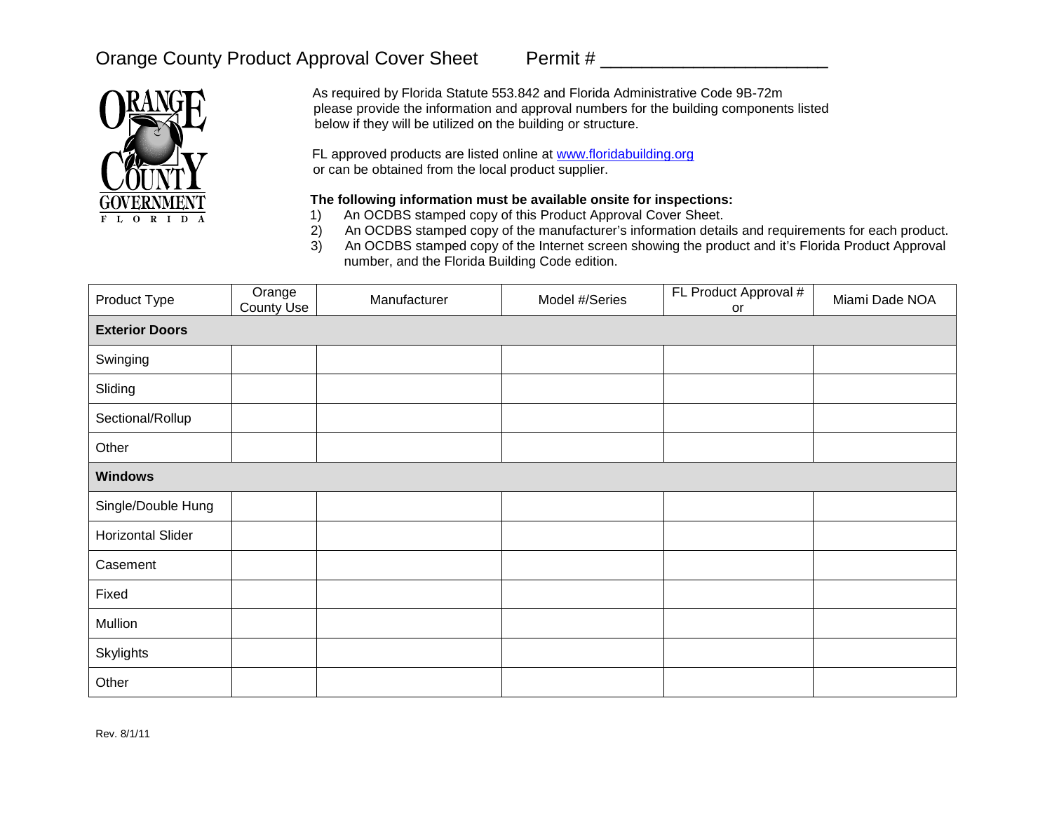# Orange County Product Approval Cover Sheet

Permit # ______________________

As required by Florida Statute 553.842 and Florida Administrative Code 9B-72m please provide the information and approval numbers for the building components listed below if they will be utilized on the building or structure.

FL approved products are listed online at www.floridabuilding.org or can be obtained from the local product supplier.

**The following information must be available onsite for inspections:**

1) An OCDBS stamped copy of this Product Approval Cover Sheet.
2) An OCDBS stamped copy of the manufacturer's information details and requirements for each product.
3) An OCDBS stamped copy of the Internet screen showing the product and it's Florida Product Approval number, and the Florida Building Code edition.

| Product Type | Orange County Use | Manufacturer | Model #/Series | FL Product Approval # or | Miami Dade NOA |
|---|---|---|---|---|---|
| **Exterior Doors** | | | | | |
| Swinging | | | | | |
| Sliding | | | | | |
| Sectional/Rollup | | | | | |
| Other | | | | | |
| **Windows** | | | | | |
| Single/Double Hung | | | | | |
| Horizontal Slider | | | | | |
| Casement | | | | | |
| Fixed | | | | | |
| Mullion | | | | | |
| Skylights | | | | | |
| Other | | | | | |

Rev. 8/1/11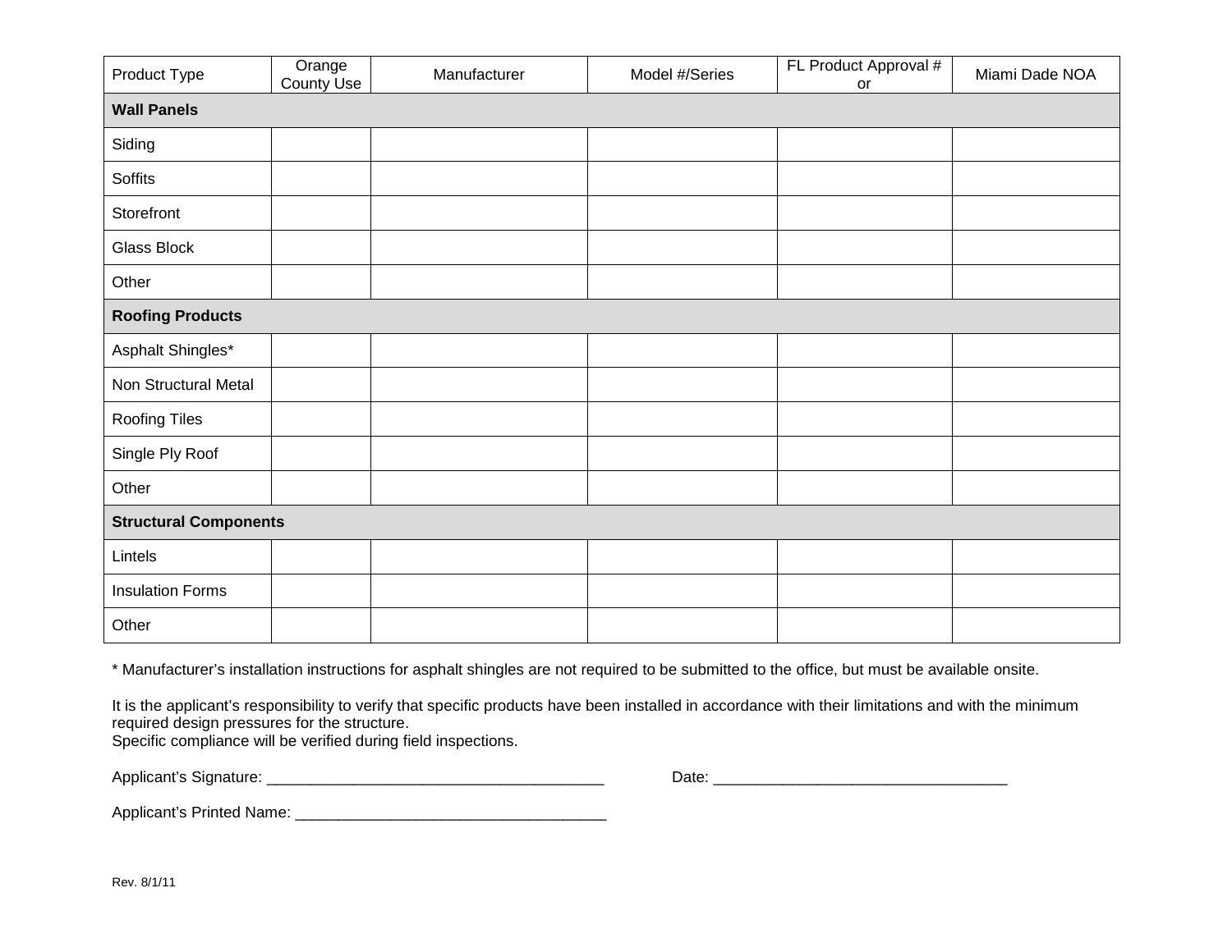| Product Type | Orange County Use | Manufacturer | Model #/Series | FL Product Approval # or | Miami Dade NOA |
|---|---|---|---|---|---|
| **Wall Panels** | | | | | |
| Siding | | | | | |
| Soffits | | | | | |
| Storefront | | | | | |
| Glass Block | | | | | |
| Other | | | | | |
| **Roofing Products** | | | | | |
| Asphalt Shingles* | | | | | |
| Non Structural Metal | | | | | |
| Roofing Tiles | | | | | |
| Single Ply Roof | | | | | |
| Other | | | | | |
| **Structural Components** | | | | | |
| Lintels | | | | | |
| Insulation Forms | | | | | |
| Other | | | | | |

* Manufacturer’s installation instructions for asphalt shingles are not required to be submitted to the office, but must be available onsite.

It is the applicant’s responsibility to verify that specific products have been installed in accordance with their limitations and with the minimum required design pressures for the structure.
Specific compliance will be verified during field inspections.

Applicant’s Signature: ________________________________________ Date: __________________________________

Applicant’s Printed Name: ____________________________________

Rev. 8/1/11